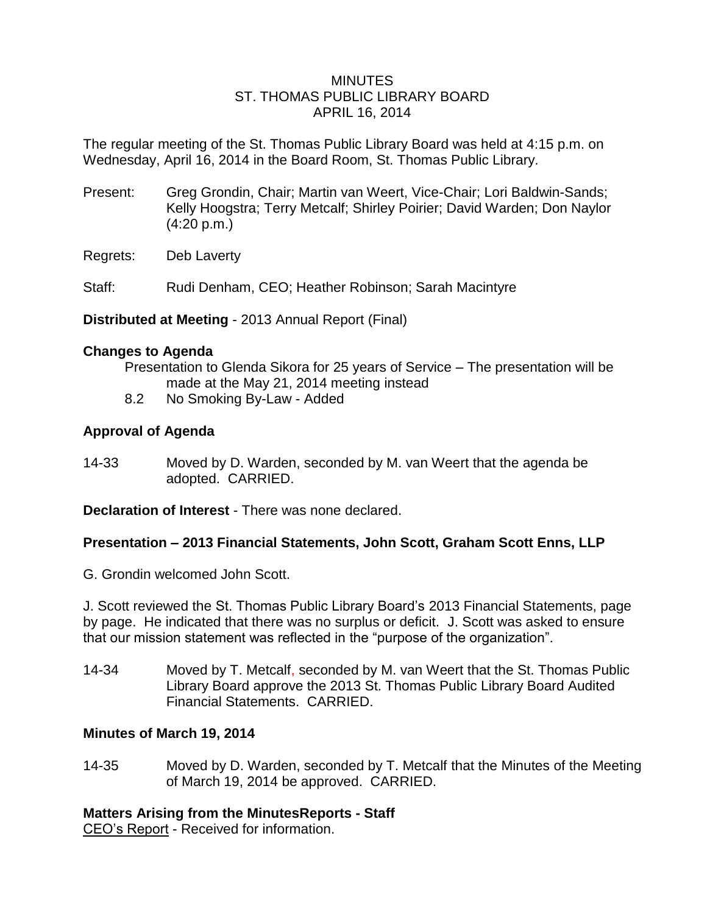# MINUTES
## ST. THOMAS PUBLIC LIBRARY BOARD
### APRIL 16, 2014

The regular meeting of the St. Thomas Public Library Board was held at 4:15 p.m. on Wednesday, April 16, 2014 in the Board Room, St. Thomas Public Library.

Present: Greg Grondin, Chair; Martin van Weert, Vice-Chair; Lori Baldwin-Sands; Kelly Hoogstra; Terry Metcalf; Shirley Poirier; David Warden; Don Naylor (4:20 p.m.)

Regrets: Deb Laverty

Staff: Rudi Denham, CEO; Heather Robinson; Sarah Macintyre

**Distributed at Meeting** - 2013 Annual Report (Final)

**Changes to Agenda**

Presentation to Glenda Sikora for 25 years of Service – The presentation will be made at the May 21, 2014 meeting instead

8.2 No Smoking By-Law - Added

**Approval of Agenda**

14-33 Moved by D. Warden, seconded by M. van Weert that the agenda be adopted. CARRIED.

**Declaration of Interest** - There was none declared.

**Presentation – 2013 Financial Statements, John Scott, Graham Scott Enns, LLP**

G. Grondin welcomed John Scott.

J. Scott reviewed the St. Thomas Public Library Board's 2013 Financial Statements, page by page. He indicated that there was no surplus or deficit. J. Scott was asked to ensure that our mission statement was reflected in the "purpose of the organization".

14-34 Moved by T. Metcalf, seconded by M. van Weert that the St. Thomas Public Library Board approve the 2013 St. Thomas Public Library Board Audited Financial Statements. CARRIED.

**Minutes of March 19, 2014**

14-35 Moved by D. Warden, seconded by T. Metcalf that the Minutes of the Meeting of March 19, 2014 be approved. CARRIED.

**Matters Arising from the MinutesReports - Staff**

CEO's Report - Received for information.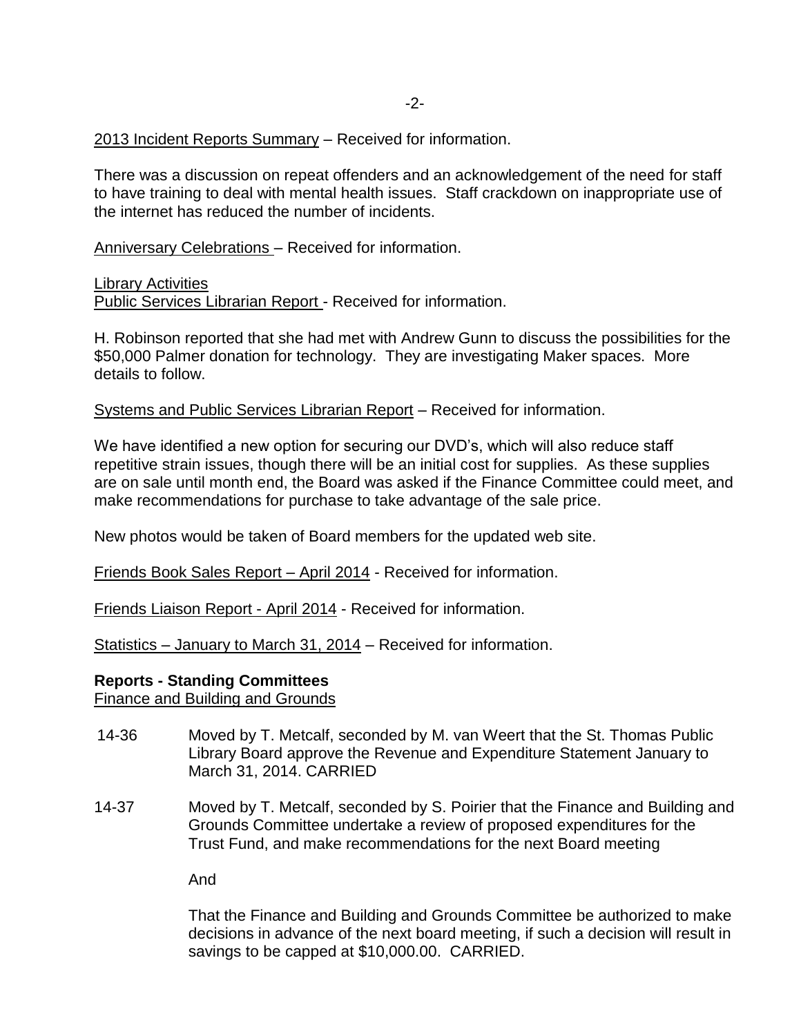2013 Incident Reports Summary – Received for information.

There was a discussion on repeat offenders and an acknowledgement of the need for staff to have training to deal with mental health issues. Staff crackdown on inappropriate use of the internet has reduced the number of incidents.

Anniversary Celebrations – Received for information.

Library Activities
Public Services Librarian Report - Received for information.

H. Robinson reported that she had met with Andrew Gunn to discuss the possibilities for the $50,000 Palmer donation for technology. They are investigating Maker spaces. More details to follow.

Systems and Public Services Librarian Report – Received for information.

We have identified a new option for securing our DVD's, which will also reduce staff repetitive strain issues, though there will be an initial cost for supplies. As these supplies are on sale until month end, the Board was asked if the Finance Committee could meet, and make recommendations for purchase to take advantage of the sale price.

New photos would be taken of Board members for the updated web site.

Friends Book Sales Report – April 2014 - Received for information.

Friends Liaison Report - April 2014 - Received for information.

Statistics – January to March 31, 2014 – Received for information.

**Reports - Standing Committees**
Finance and Building and Grounds

14-36 Moved by T. Metcalf, seconded by M. van Weert that the St. Thomas Public Library Board approve the Revenue and Expenditure Statement January to March 31, 2014. CARRIED

14-37 Moved by T. Metcalf, seconded by S. Poirier that the Finance and Building and Grounds Committee undertake a review of proposed expenditures for the Trust Fund, and make recommendations for the next Board meeting

And

That the Finance and Building and Grounds Committee be authorized to make decisions in advance of the next board meeting, if such a decision will result in savings to be capped at $10,000.00. CARRIED.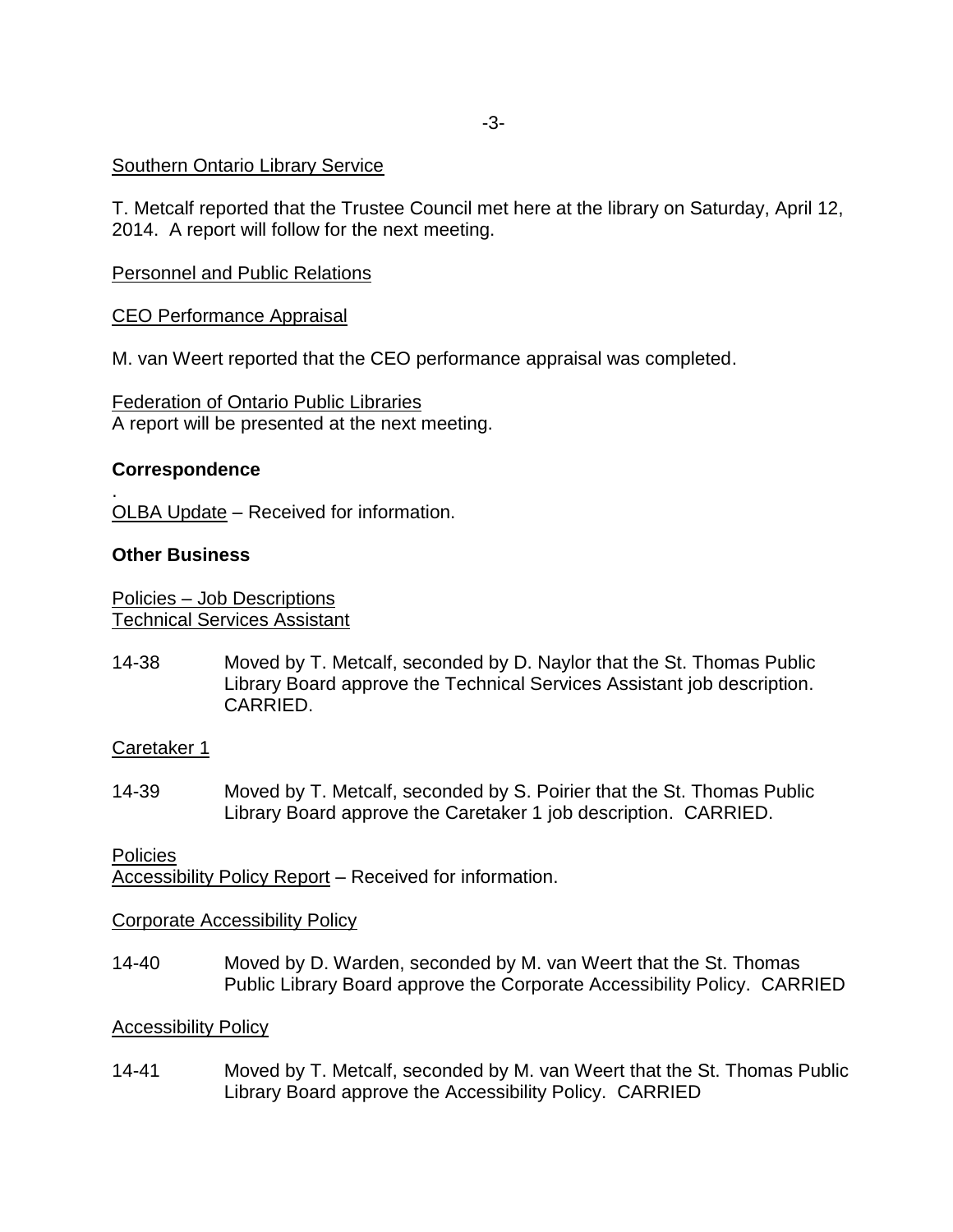Southern Ontario Library Service

T. Metcalf reported that the Trustee Council met here at the library on Saturday, April 12, 2014. A report will follow for the next meeting.

Personnel and Public Relations

CEO Performance Appraisal

M. van Weert reported that the CEO performance appraisal was completed.

Federation of Ontario Public Libraries
A report will be presented at the next meeting.

**Correspondence**

.
OLBA Update – Received for information.

**Other Business**

Policies – Job Descriptions
Technical Services Assistant

14-38 Moved by T. Metcalf, seconded by D. Naylor that the St. Thomas Public Library Board approve the Technical Services Assistant job description. CARRIED.

Caretaker 1

14-39 Moved by T. Metcalf, seconded by S. Poirier that the St. Thomas Public Library Board approve the Caretaker 1 job description. CARRIED.

Policies
Accessibility Policy Report – Received for information.

Corporate Accessibility Policy

14-40 Moved by D. Warden, seconded by M. van Weert that the St. Thomas Public Library Board approve the Corporate Accessibility Policy. CARRIED

Accessibility Policy

14-41 Moved by T. Metcalf, seconded by M. van Weert that the St. Thomas Public Library Board approve the Accessibility Policy. CARRIED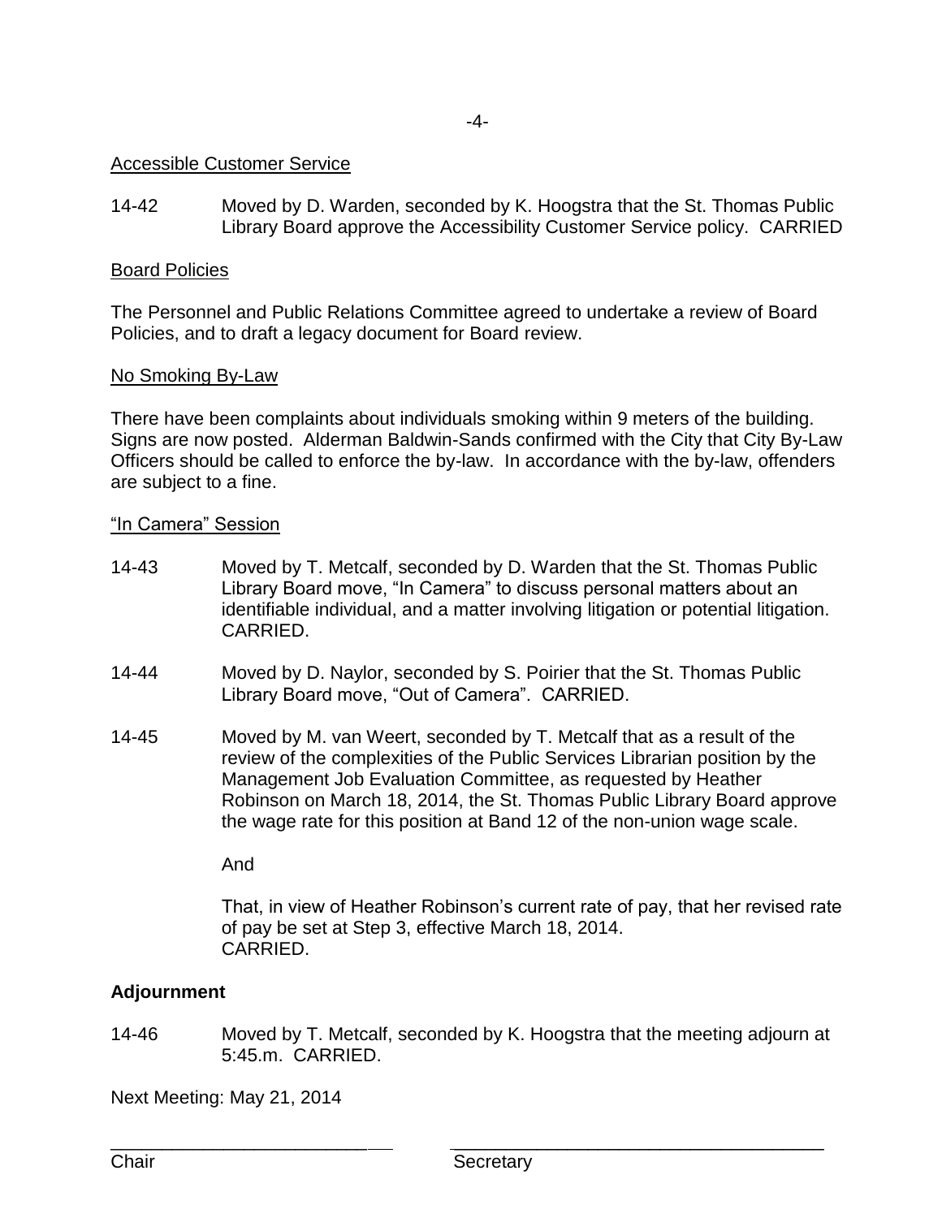Accessible Customer Service

14-42 Moved by D. Warden, seconded by K. Hoogstra that the St. Thomas Public Library Board approve the Accessibility Customer Service policy. CARRIED

Board Policies

The Personnel and Public Relations Committee agreed to undertake a review of Board Policies, and to draft a legacy document for Board review.

No Smoking By-Law

There have been complaints about individuals smoking within 9 meters of the building. Signs are now posted. Alderman Baldwin-Sands confirmed with the City that City By-Law Officers should be called to enforce the by-law. In accordance with the by-law, offenders are subject to a fine.

"In Camera" Session

14-43 Moved by T. Metcalf, seconded by D. Warden that the St. Thomas Public Library Board move, "In Camera" to discuss personal matters about an identifiable individual, and a matter involving litigation or potential litigation. CARRIED.

14-44 Moved by D. Naylor, seconded by S. Poirier that the St. Thomas Public Library Board move, "Out of Camera". CARRIED.

14-45 Moved by M. van Weert, seconded by T. Metcalf that as a result of the review of the complexities of the Public Services Librarian position by the Management Job Evaluation Committee, as requested by Heather Robinson on March 18, 2014, the St. Thomas Public Library Board approve the wage rate for this position at Band 12 of the non-union wage scale.

And

That, in view of Heather Robinson's current rate of pay, that her revised rate of pay be set at Step 3, effective March 18, 2014.
CARRIED.

**Adjournment**

14-46 Moved by T. Metcalf, seconded by K. Hoogstra that the meeting adjourn at 5:45.m. CARRIED.

Next Meeting: May 21, 2014

\_\_\_\_\_\_\_\_\_\_\_\_\_\_\_\_\_\_\_\_\_\_\_\_\_\_\_\_ \_\_\_\_\_\_\_\_\_\_\_\_\_\_\_\_\_\_\_\_\_\_\_\_\_\_\_\_\_\_\_\_\_\_\_\_\_\_\_
Chair Secretary